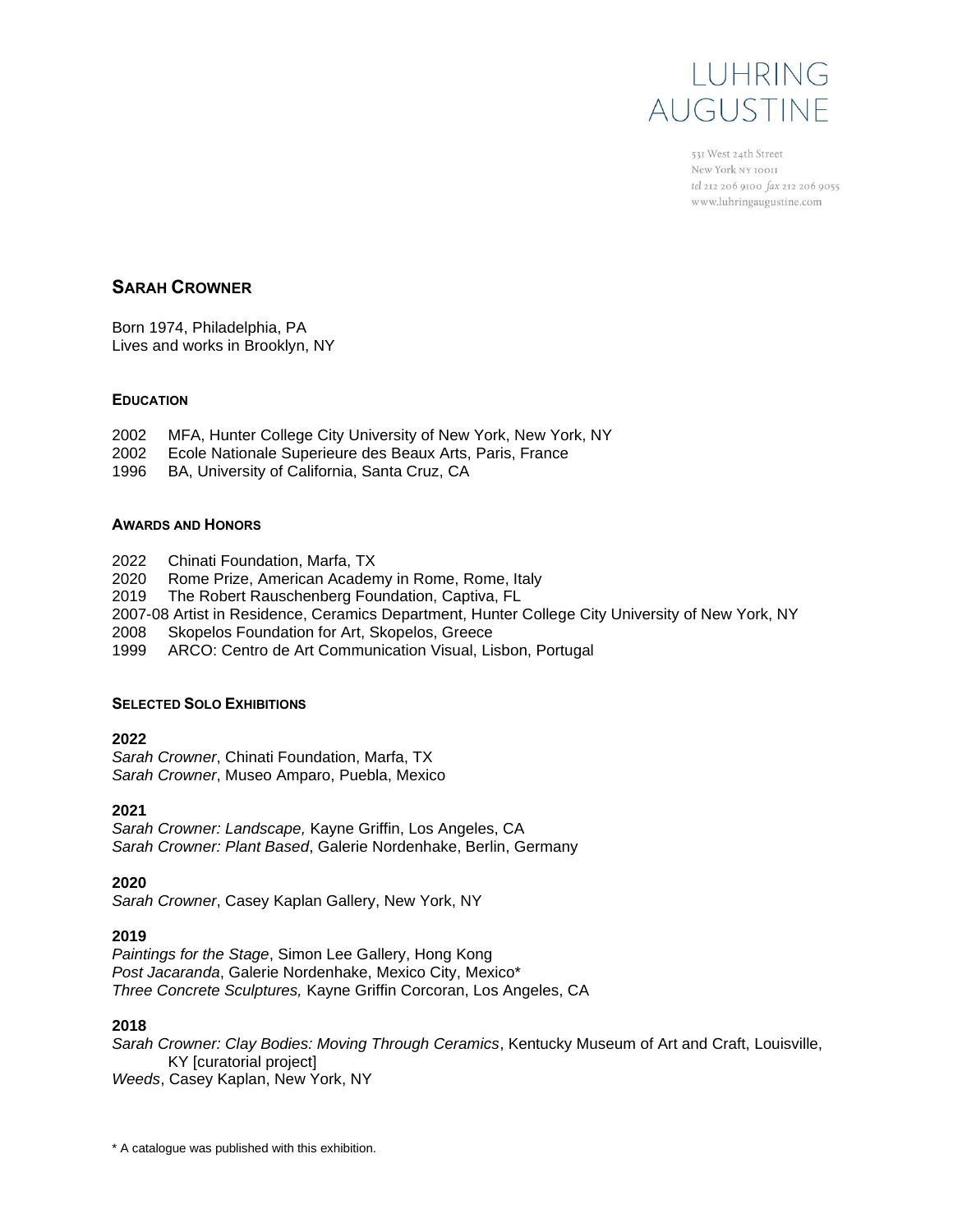LUHRING
AUGUSTINE

531 West 24th Street
New York NY 10011
tel 212 206 9100 fax 212 206 9055
www.luhringaugustine.com

# SARAH CROWNER

Born 1974, Philadelphia, PA
Lives and works in Brooklyn, NY

## EDUCATION

2002 MFA, Hunter College City University of New York, New York, NY
2002 Ecole Nationale Superieure des Beaux Arts, Paris, France
1996 BA, University of California, Santa Cruz, CA

## AWARDS AND HONORS

2022 Chinati Foundation, Marfa, TX
2020 Rome Prize, American Academy in Rome, Rome, Italy
2019 The Robert Rauschenberg Foundation, Captiva, FL
2007-08 Artist in Residence, Ceramics Department, Hunter College City University of New York, NY
2008 Skopelos Foundation for Art, Skopelos, Greece
1999 ARCO: Centro de Art Communication Visual, Lisbon, Portugal

## SELECTED SOLO EXHIBITIONS

**2022**
*Sarah Crowner*, Chinati Foundation, Marfa, TX
*Sarah Crowner*, Museo Amparo, Puebla, Mexico

**2021**
*Sarah Crowner: Landscape,* Kayne Griffin, Los Angeles, CA
*Sarah Crowner: Plant Based*, Galerie Nordenhake, Berlin, Germany

**2020**
*Sarah Crowner*, Casey Kaplan Gallery, New York, NY

**2019**
*Paintings for the Stage*, Simon Lee Gallery, Hong Kong
*Post Jacaranda*, Galerie Nordenhake, Mexico City, Mexico*
*Three Concrete Sculptures,* Kayne Griffin Corcoran, Los Angeles, CA

**2018**
*Sarah Crowner: Clay Bodies: Moving Through Ceramics*, Kentucky Museum of Art and Craft, Louisville, KY [curatorial project]
*Weeds*, Casey Kaplan, New York, NY

* A catalogue was published with this exhibition.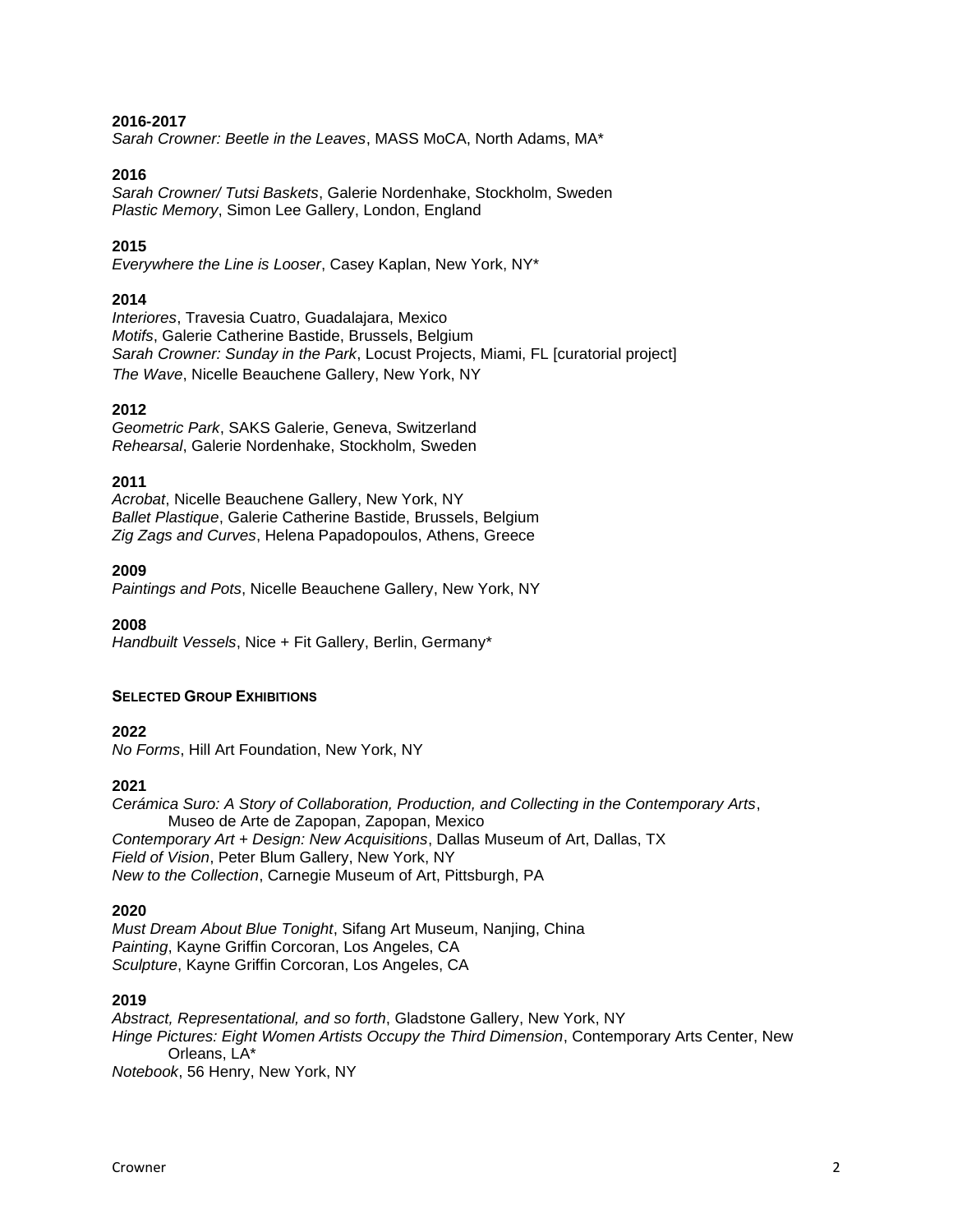**2016-2017**
*Sarah Crowner: Beetle in the Leaves*, MASS MoCA, North Adams, MA*

**2016**
*Sarah Crowner/ Tutsi Baskets*, Galerie Nordenhake, Stockholm, Sweden
*Plastic Memory*, Simon Lee Gallery, London, England

**2015**
*Everywhere the Line is Looser*, Casey Kaplan, New York, NY*

**2014**
*Interiores*, Travesia Cuatro, Guadalajara, Mexico
*Motifs*, Galerie Catherine Bastide, Brussels, Belgium
*Sarah Crowner: Sunday in the Park*, Locust Projects, Miami, FL [curatorial project]
*The Wave*, Nicelle Beauchene Gallery, New York, NY

**2012**
*Geometric Park*, SAKS Galerie, Geneva, Switzerland
*Rehearsal*, Galerie Nordenhake, Stockholm, Sweden

**2011**
*Acrobat*, Nicelle Beauchene Gallery, New York, NY
*Ballet Plastique*, Galerie Catherine Bastide, Brussels, Belgium
*Zig Zags and Curves*, Helena Papadopoulos, Athens, Greece

**2009**
*Paintings and Pots*, Nicelle Beauchene Gallery, New York, NY

**2008**
*Handbuilt Vessels*, Nice + Fit Gallery, Berlin, Germany*

## SELECTED GROUP EXHIBITIONS

**2022**
*No Forms*, Hill Art Foundation, New York, NY

**2021**
*Cerámica Suro: A Story of Collaboration, Production, and Collecting in the Contemporary Arts*, Museo de Arte de Zapopan, Zapopan, Mexico
*Contemporary Art + Design: New Acquisitions*, Dallas Museum of Art, Dallas, TX
*Field of Vision*, Peter Blum Gallery, New York, NY
*New to the Collection*, Carnegie Museum of Art, Pittsburgh, PA

**2020**
*Must Dream About Blue Tonight*, Sifang Art Museum, Nanjing, China
*Painting*, Kayne Griffin Corcoran, Los Angeles, CA
*Sculpture*, Kayne Griffin Corcoran, Los Angeles, CA

**2019**
*Abstract, Representational, and so forth*, Gladstone Gallery, New York, NY
*Hinge Pictures: Eight Women Artists Occupy the Third Dimension*, Contemporary Arts Center, New Orleans, LA*
*Notebook*, 56 Henry, New York, NY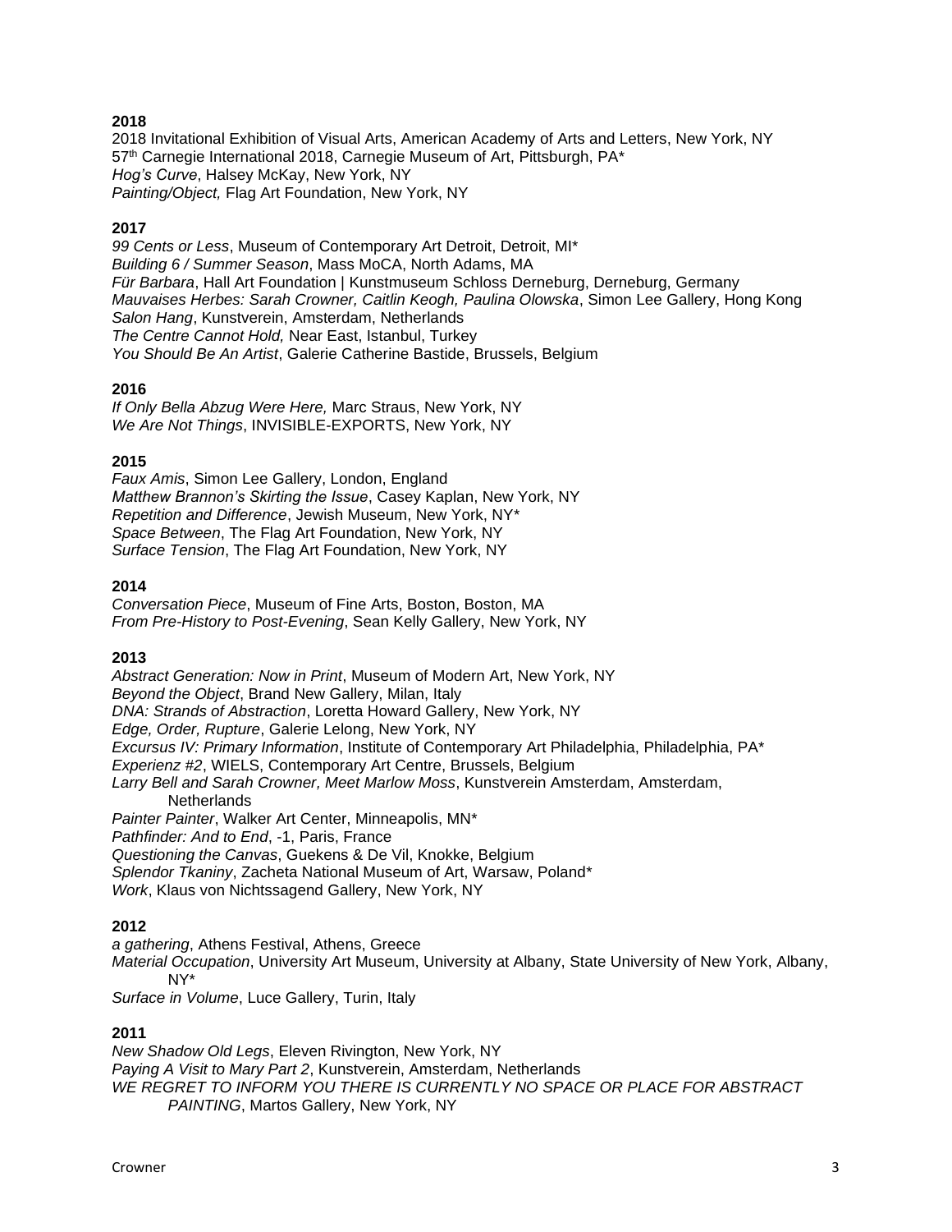**2018**

2018 Invitational Exhibition of Visual Arts, American Academy of Arts and Letters, New York, NY
57th Carnegie International 2018, Carnegie Museum of Art, Pittsburgh, PA*
*Hog's Curve*, Halsey McKay, New York, NY
*Painting/Object,* Flag Art Foundation, New York, NY

**2017**

*99 Cents or Less*, Museum of Contemporary Art Detroit, Detroit, MI*
*Building 6 / Summer Season*, Mass MoCA, North Adams, MA
*Für Barbara*, Hall Art Foundation | Kunstmuseum Schloss Derneburg, Derneburg, Germany
*Mauvaises Herbes: Sarah Crowner, Caitlin Keogh, Paulina Olowska*, Simon Lee Gallery, Hong Kong
*Salon Hang*, Kunstverein, Amsterdam, Netherlands
*The Centre Cannot Hold,* Near East, Istanbul, Turkey
*You Should Be An Artist*, Galerie Catherine Bastide, Brussels, Belgium

**2016**

*If Only Bella Abzug Were Here,* Marc Straus, New York, NY
*We Are Not Things*, INVISIBLE-EXPORTS, New York, NY

**2015**

*Faux Amis*, Simon Lee Gallery, London, England
*Matthew Brannon's Skirting the Issue*, Casey Kaplan, New York, NY
*Repetition and Difference*, Jewish Museum, New York, NY*
*Space Between*, The Flag Art Foundation, New York, NY
*Surface Tension*, The Flag Art Foundation, New York, NY

**2014**

*Conversation Piece*, Museum of Fine Arts, Boston, Boston, MA
*From Pre-History to Post-Evening*, Sean Kelly Gallery, New York, NY

**2013**

*Abstract Generation: Now in Print*, Museum of Modern Art, New York, NY
*Beyond the Object*, Brand New Gallery, Milan, Italy
*DNA: Strands of Abstraction*, Loretta Howard Gallery, New York, NY
*Edge, Order, Rupture*, Galerie Lelong, New York, NY
*Excursus IV: Primary Information*, Institute of Contemporary Art Philadelphia, Philadelphia, PA*
*Experienz #2*, WIELS, Contemporary Art Centre, Brussels, Belgium
*Larry Bell and Sarah Crowner, Meet Marlow Moss*, Kunstverein Amsterdam, Amsterdam, Netherlands
*Painter Painter*, Walker Art Center, Minneapolis, MN*
*Pathfinder: And to End*, -1, Paris, France
*Questioning the Canvas*, Guekens & De Vil, Knokke, Belgium
*Splendor Tkaniny*, Zacheta National Museum of Art, Warsaw, Poland*
*Work*, Klaus von Nichtssagend Gallery, New York, NY

**2012**

*a gathering*, Athens Festival, Athens, Greece
*Material Occupation*, University Art Museum, University at Albany, State University of New York, Albany, NY*
*Surface in Volume*, Luce Gallery, Turin, Italy

**2011**

*New Shadow Old Legs*, Eleven Rivington, New York, NY
*Paying A Visit to Mary Part 2*, Kunstverein, Amsterdam, Netherlands
*WE REGRET TO INFORM YOU THERE IS CURRENTLY NO SPACE OR PLACE FOR ABSTRACT PAINTING*, Martos Gallery, New York, NY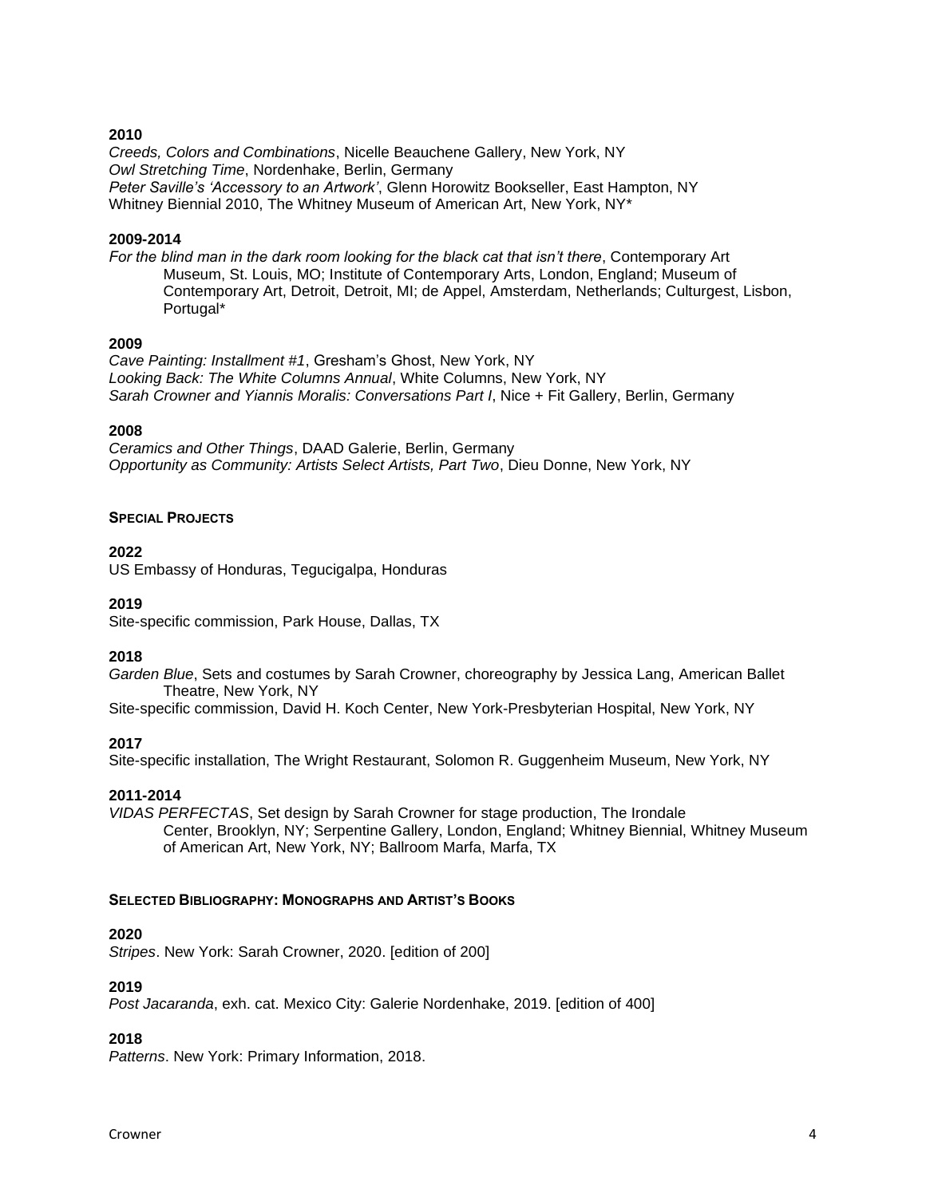**2010**

*Creeds, Colors and Combinations*, Nicelle Beauchene Gallery, New York, NY
*Owl Stretching Time*, Nordenhake, Berlin, Germany
*Peter Saville's 'Accessory to an Artwork'*, Glenn Horowitz Bookseller, East Hampton, NY
Whitney Biennial 2010, The Whitney Museum of American Art, New York, NY*

**2009-2014**

*For the blind man in the dark room looking for the black cat that isn't there*, Contemporary Art Museum, St. Louis, MO; Institute of Contemporary Arts, London, England; Museum of Contemporary Art, Detroit, Detroit, MI; de Appel, Amsterdam, Netherlands; Culturgest, Lisbon, Portugal*

**2009**

*Cave Painting: Installment #1*, Gresham's Ghost, New York, NY
*Looking Back: The White Columns Annual*, White Columns, New York, NY
*Sarah Crowner and Yiannis Moralis: Conversations Part I*, Nice + Fit Gallery, Berlin, Germany

**2008**

*Ceramics and Other Things*, DAAD Galerie, Berlin, Germany
*Opportunity as Community: Artists Select Artists, Part Two*, Dieu Donne, New York, NY

## SPECIAL PROJECTS

**2022**

US Embassy of Honduras, Tegucigalpa, Honduras

**2019**

Site-specific commission, Park House, Dallas, TX

**2018**

*Garden Blue*, Sets and costumes by Sarah Crowner, choreography by Jessica Lang, American Ballet Theatre, New York, NY
Site-specific commission, David H. Koch Center, New York-Presbyterian Hospital, New York, NY

**2017**

Site-specific installation, The Wright Restaurant, Solomon R. Guggenheim Museum, New York, NY

**2011-2014**

*VIDAS PERFECTAS*, Set design by Sarah Crowner for stage production, The Irondale Center, Brooklyn, NY; Serpentine Gallery, London, England; Whitney Biennial, Whitney Museum of American Art, New York, NY; Ballroom Marfa, Marfa, TX

## SELECTED BIBLIOGRAPHY: MONOGRAPHS AND ARTIST'S BOOKS

**2020**

*Stripes*. New York: Sarah Crowner, 2020. [edition of 200]

**2019**

*Post Jacaranda*, exh. cat. Mexico City: Galerie Nordenhake, 2019. [edition of 400]

**2018**

*Patterns*. New York: Primary Information, 2018.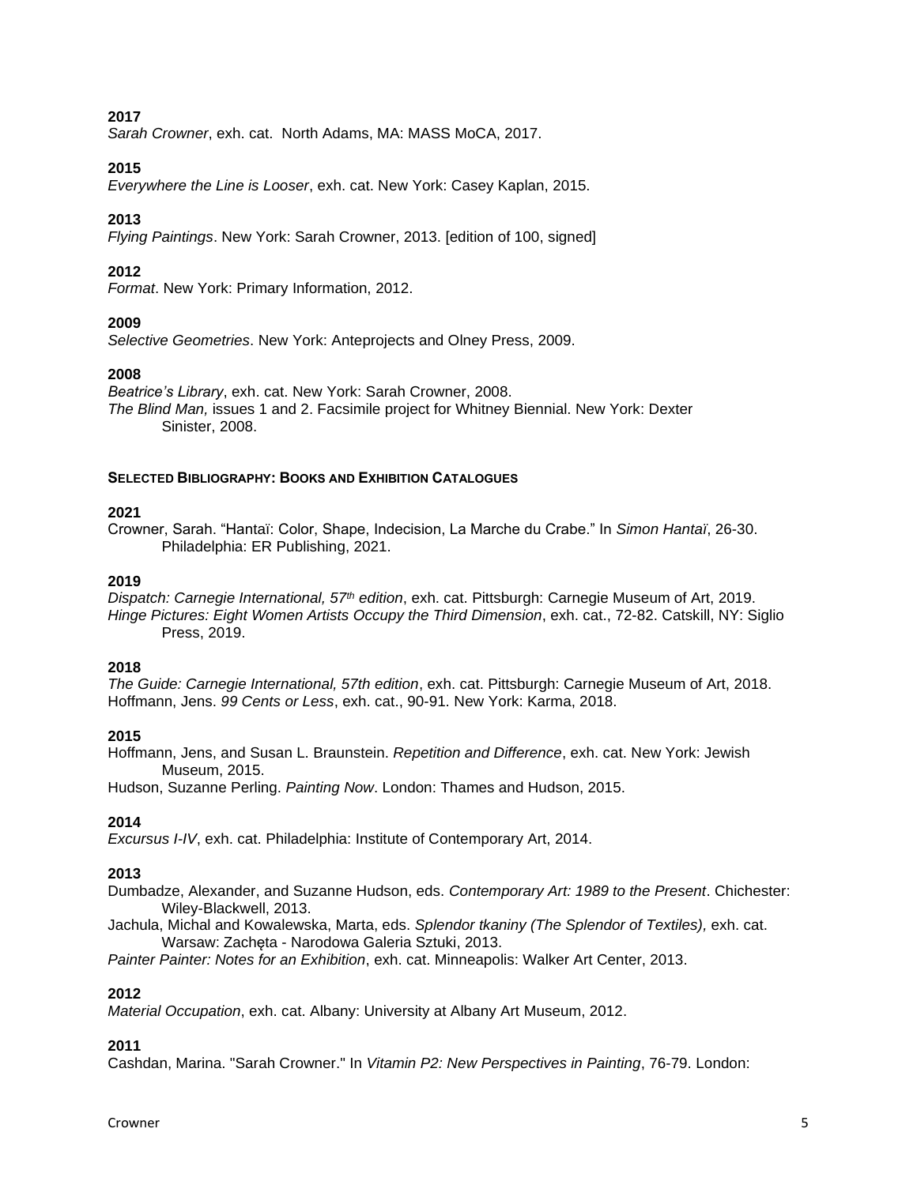**2017**

*Sarah Crowner*, exh. cat. North Adams, MA: MASS MoCA, 2017.

**2015**

*Everywhere the Line is Looser*, exh. cat. New York: Casey Kaplan, 2015.

**2013**

*Flying Paintings*. New York: Sarah Crowner, 2013. [edition of 100, signed]

**2012**

*Format*. New York: Primary Information, 2012.

**2009**

*Selective Geometries*. New York: Anteprojects and Olney Press, 2009.

**2008**

*Beatrice's Library*, exh. cat. New York: Sarah Crowner, 2008.
*The Blind Man,* issues 1 and 2. Facsimile project for Whitney Biennial. New York: Dexter Sinister, 2008.

**SELECTED BIBLIOGRAPHY: BOOKS AND EXHIBITION CATALOGUES**

**2021**

Crowner, Sarah. "Hantaï: Color, Shape, Indecision, La Marche du Crabe." In *Simon Hantaï*, 26-30. Philadelphia: ER Publishing, 2021.

**2019**

*Dispatch: Carnegie International, 57th edition*, exh. cat. Pittsburgh: Carnegie Museum of Art, 2019.
*Hinge Pictures: Eight Women Artists Occupy the Third Dimension*, exh. cat., 72-82. Catskill, NY: Siglio Press, 2019.

**2018**

*The Guide: Carnegie International, 57th edition*, exh. cat. Pittsburgh: Carnegie Museum of Art, 2018.
Hoffmann, Jens. *99 Cents or Less*, exh. cat., 90-91. New York: Karma, 2018.

**2015**

Hoffmann, Jens, and Susan L. Braunstein. *Repetition and Difference*, exh. cat. New York: Jewish Museum, 2015.
Hudson, Suzanne Perling. *Painting Now*. London: Thames and Hudson, 2015.

**2014**

*Excursus I-IV*, exh. cat. Philadelphia: Institute of Contemporary Art, 2014.

**2013**

Dumbadze, Alexander, and Suzanne Hudson, eds. *Contemporary Art: 1989 to the Present*. Chichester: Wiley-Blackwell, 2013.
Jachula, Michal and Kowalewska, Marta, eds. *Splendor tkaniny (The Splendor of Textiles),* exh. cat. Warsaw: Zachęta - Narodowa Galeria Sztuki, 2013.
*Painter Painter: Notes for an Exhibition*, exh. cat. Minneapolis: Walker Art Center, 2013.

**2012**

*Material Occupation*, exh. cat. Albany: University at Albany Art Museum, 2012.

**2011**

Cashdan, Marina. "Sarah Crowner." In *Vitamin P2: New Perspectives in Painting*, 76-79. London: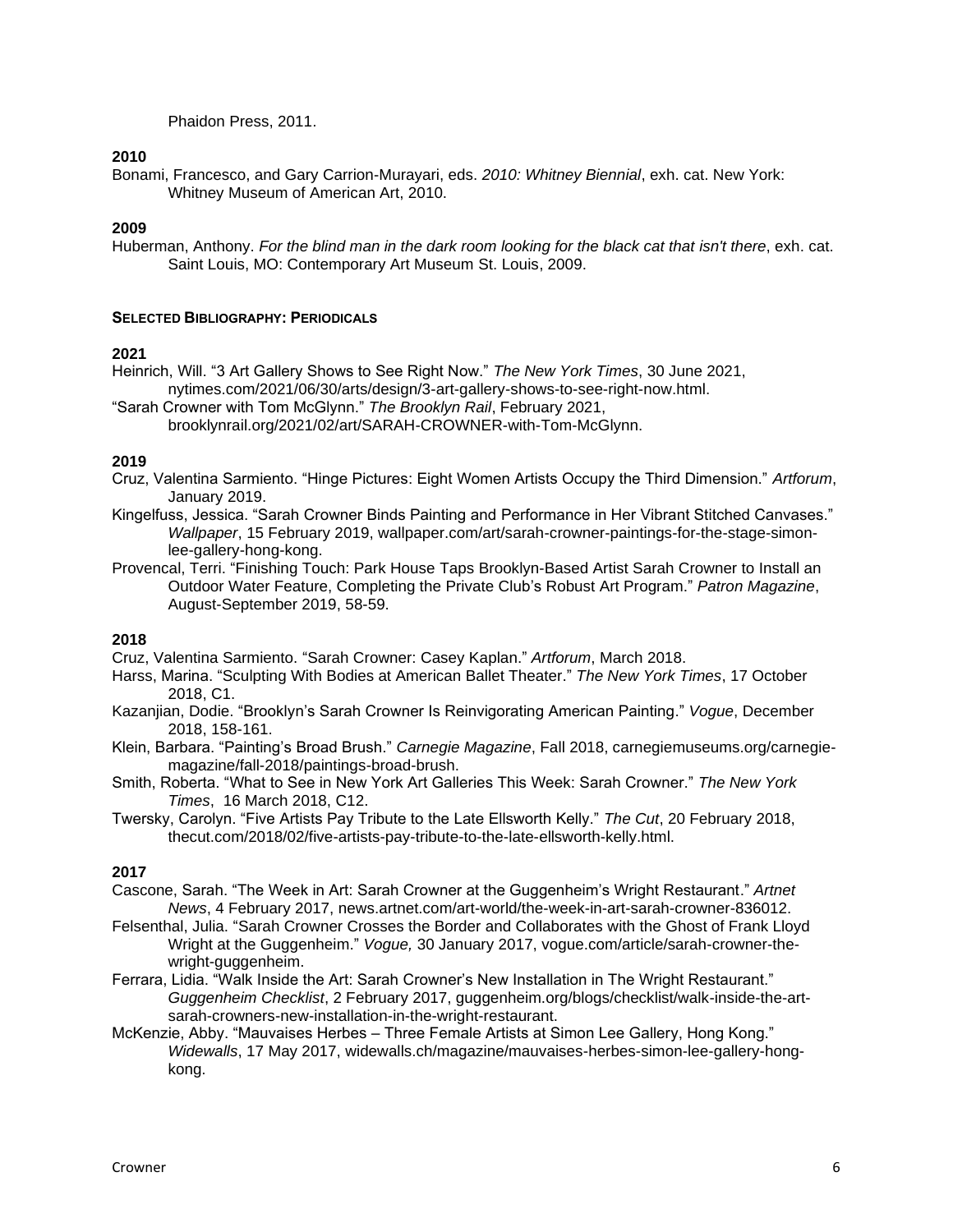Phaidon Press, 2011.

**2010**

Bonami, Francesco, and Gary Carrion-Murayari, eds. *2010: Whitney Biennial*, exh. cat. New York: Whitney Museum of American Art, 2010.

**2009**

Huberman, Anthony. *For the blind man in the dark room looking for the black cat that isn't there*, exh. cat. Saint Louis, MO: Contemporary Art Museum St. Louis, 2009.

**SELECTED BIBLIOGRAPHY: PERIODICALS**

**2021**

Heinrich, Will. "3 Art Gallery Shows to See Right Now." *The New York Times*, 30 June 2021, nytimes.com/2021/06/30/arts/design/3-art-gallery-shows-to-see-right-now.html.

"Sarah Crowner with Tom McGlynn." *The Brooklyn Rail*, February 2021, brooklynrail.org/2021/02/art/SARAH-CROWNER-with-Tom-McGlynn.

**2019**

Cruz, Valentina Sarmiento. "Hinge Pictures: Eight Women Artists Occupy the Third Dimension." *Artforum*, January 2019.

Kingelfuss, Jessica. "Sarah Crowner Binds Painting and Performance in Her Vibrant Stitched Canvases." *Wallpaper*, 15 February 2019, wallpaper.com/art/sarah-crowner-paintings-for-the-stage-simon-lee-gallery-hong-kong.

Provencal, Terri. "Finishing Touch: Park House Taps Brooklyn-Based Artist Sarah Crowner to Install an Outdoor Water Feature, Completing the Private Club's Robust Art Program." *Patron Magazine*, August-September 2019, 58-59.

**2018**

Cruz, Valentina Sarmiento. "Sarah Crowner: Casey Kaplan." *Artforum*, March 2018.

Harss, Marina. "Sculpting With Bodies at American Ballet Theater." *The New York Times*, 17 October 2018, C1.

Kazanjian, Dodie. "Brooklyn's Sarah Crowner Is Reinvigorating American Painting." *Vogue*, December 2018, 158-161.

Klein, Barbara. "Painting's Broad Brush." *Carnegie Magazine*, Fall 2018, carnegiemuseums.org/carnegie-magazine/fall-2018/paintings-broad-brush.

Smith, Roberta. "What to See in New York Art Galleries This Week: Sarah Crowner." *The New York Times*, 16 March 2018, C12.

Twersky, Carolyn. "Five Artists Pay Tribute to the Late Ellsworth Kelly." *The Cut*, 20 February 2018, thecut.com/2018/02/five-artists-pay-tribute-to-the-late-ellsworth-kelly.html.

**2017**

Cascone, Sarah. "The Week in Art: Sarah Crowner at the Guggenheim's Wright Restaurant." *Artnet News*, 4 February 2017, news.artnet.com/art-world/the-week-in-art-sarah-crowner-836012.

Felsenthal, Julia. "Sarah Crowner Crosses the Border and Collaborates with the Ghost of Frank Lloyd Wright at the Guggenheim." *Vogue,* 30 January 2017, vogue.com/article/sarah-crowner-the-wright-guggenheim.

Ferrara, Lidia. "Walk Inside the Art: Sarah Crowner's New Installation in The Wright Restaurant." *Guggenheim Checklist*, 2 February 2017, guggenheim.org/blogs/checklist/walk-inside-the-art-sarah-crowners-new-installation-in-the-wright-restaurant.

McKenzie, Abby. "Mauvaises Herbes – Three Female Artists at Simon Lee Gallery, Hong Kong." *Widewalls*, 17 May 2017, widewalls.ch/magazine/mauvaises-herbes-simon-lee-gallery-hong-kong.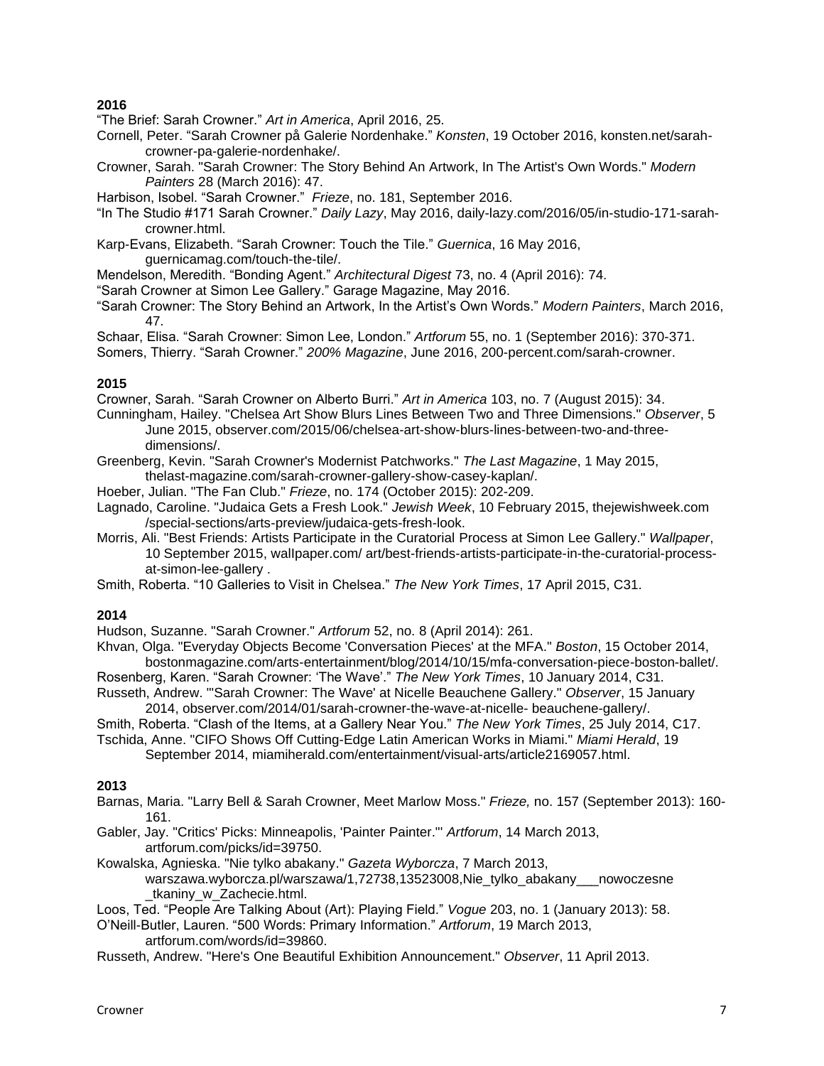**2016**

"The Brief: Sarah Crowner." *Art in America*, April 2016, 25.

Cornell, Peter. "Sarah Crowner på Galerie Nordenhake." *Konsten*, 19 October 2016, konsten.net/sarah-crowner-pa-galerie-nordenhake/.

Crowner, Sarah. "Sarah Crowner: The Story Behind An Artwork, In The Artist's Own Words." *Modern Painters* 28 (March 2016): 47.

Harbison, Isobel. "Sarah Crowner." *Frieze*, no. 181, September 2016.

"In The Studio #171 Sarah Crowner." *Daily Lazy*, May 2016, daily-lazy.com/2016/05/in-studio-171-sarah-crowner.html.

Karp-Evans, Elizabeth. "Sarah Crowner: Touch the Tile." *Guernica*, 16 May 2016, guernicamag.com/touch-the-tile/.

Mendelson, Meredith. "Bonding Agent." *Architectural Digest* 73, no. 4 (April 2016): 74.

"Sarah Crowner at Simon Lee Gallery." Garage Magazine, May 2016.

"Sarah Crowner: The Story Behind an Artwork, In the Artist's Own Words." *Modern Painters*, March 2016, 47.

Schaar, Elisa. "Sarah Crowner: Simon Lee, London." *Artforum* 55, no. 1 (September 2016): 370-371.

Somers, Thierry. "Sarah Crowner." *200% Magazine*, June 2016, 200-percent.com/sarah-crowner.

**2015**

Crowner, Sarah. "Sarah Crowner on Alberto Burri." *Art in America* 103, no. 7 (August 2015): 34.

Cunningham, Hailey. "Chelsea Art Show Blurs Lines Between Two and Three Dimensions." *Observer*, 5 June 2015, observer.com/2015/06/chelsea-art-show-blurs-lines-between-two-and-three-dimensions/.

Greenberg, Kevin. "Sarah Crowner's Modernist Patchworks." *The Last Magazine*, 1 May 2015, thelast-magazine.com/sarah-crowner-gallery-show-casey-kaplan/.

Hoeber, Julian. "The Fan Club." *Frieze*, no. 174 (October 2015): 202-209.

Lagnado, Caroline. "Judaica Gets a Fresh Look." *Jewish Week*, 10 February 2015, thejewishweek.com /special-sections/arts-preview/judaica-gets-fresh-look.

Morris, Ali. "Best Friends: Artists Participate in the Curatorial Process at Simon Lee Gallery." *Wallpaper*, 10 September 2015, wallpaper.com/ art/best-friends-artists-participate-in-the-curatorial-process-at-simon-lee-gallery .

Smith, Roberta. "10 Galleries to Visit in Chelsea." *The New York Times*, 17 April 2015, C31.

**2014**

Hudson, Suzanne. "Sarah Crowner." *Artforum* 52, no. 8 (April 2014): 261.

Khvan, Olga. "Everyday Objects Become 'Conversation Pieces' at the MFA." *Boston*, 15 October 2014, bostonmagazine.com/arts-entertainment/blog/2014/10/15/mfa-conversation-piece-boston-ballet/.

Rosenberg, Karen. "Sarah Crowner: 'The Wave'." *The New York Times*, 10 January 2014, C31.

Russeth, Andrew. "'Sarah Crowner: The Wave' at Nicelle Beauchene Gallery." *Observer*, 15 January 2014, observer.com/2014/01/sarah-crowner-the-wave-at-nicelle- beauchene-gallery/.

Smith, Roberta. "Clash of the Items, at a Gallery Near You." *The New York Times*, 25 July 2014, C17.

Tschida, Anne. "CIFO Shows Off Cutting-Edge Latin American Works in Miami." *Miami Herald*, 19 September 2014, miamiherald.com/entertainment/visual-arts/article2169057.html.

**2013**

Barnas, Maria. "Larry Bell & Sarah Crowner, Meet Marlow Moss." *Frieze,* no. 157 (September 2013): 160-161.

Gabler, Jay. "Critics' Picks: Minneapolis, 'Painter Painter.'" *Artforum*, 14 March 2013, artforum.com/picks/id=39750.

Kowalska, Agnieska. "Nie tylko abakany." *Gazeta Wyborcza*, 7 March 2013, warszawa.wyborcza.pl/warszawa/1,72738,13523008,Nie_tylko_abakany___nowoczesne_tkaniny_w_Zachecie.html.

Loos, Ted. "People Are Talking About (Art): Playing Field." *Vogue* 203, no. 1 (January 2013): 58.

O'Neill-Butler, Lauren. "500 Words: Primary Information." *Artforum*, 19 March 2013, artforum.com/words/id=39860.

Russeth, Andrew. "Here's One Beautiful Exhibition Announcement." *Observer*, 11 April 2013.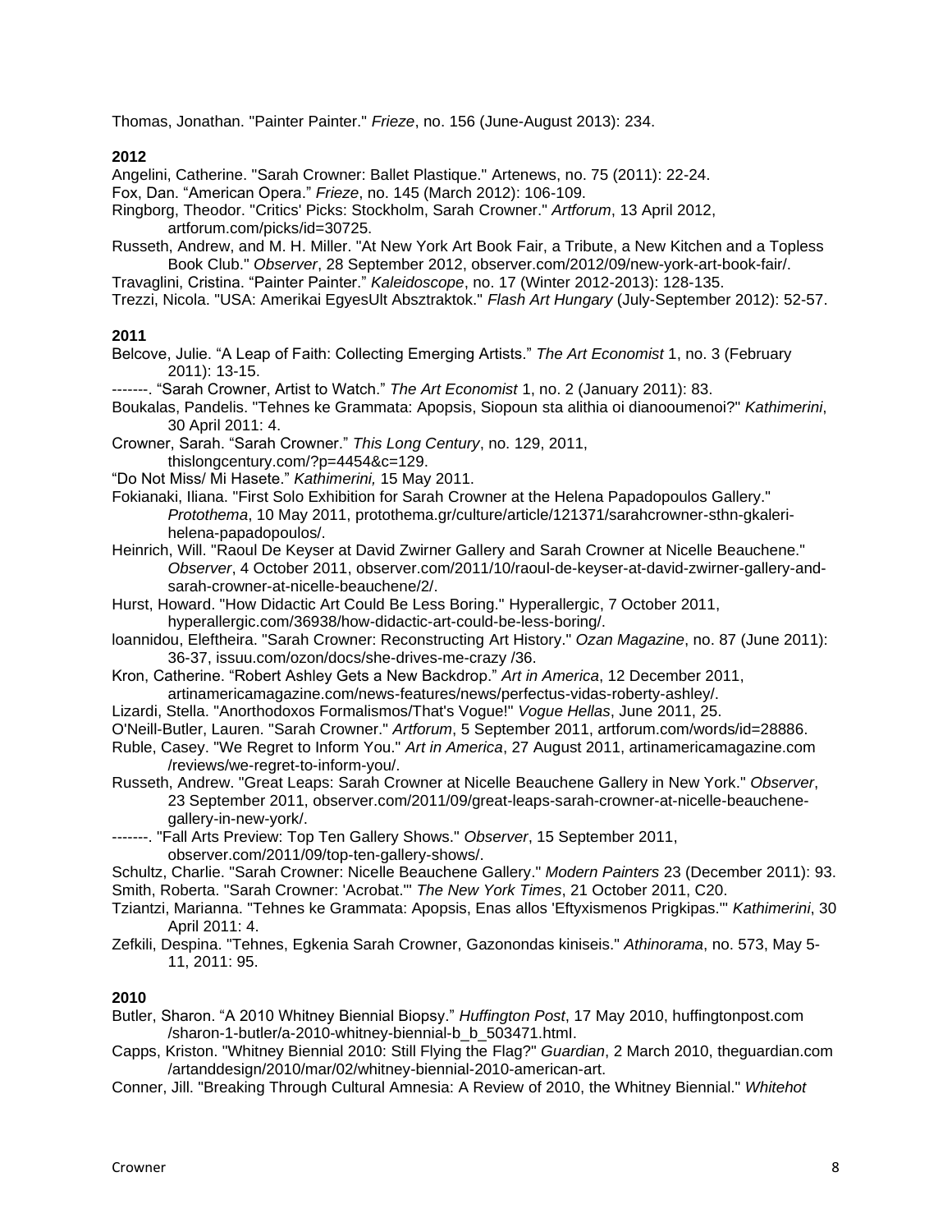Thomas, Jonathan. "Painter Painter." *Frieze*, no. 156 (June-August 2013): 234.

**2012**

Angelini, Catherine. "Sarah Crowner: Ballet Plastique." Artenews, no. 75 (2011): 22-24.

Fox, Dan. "American Opera." *Frieze*, no. 145 (March 2012): 106-109.

Ringborg, Theodor. "Critics' Picks: Stockholm, Sarah Crowner." *Artforum*, 13 April 2012, artforum.com/picks/id=30725.

Russeth, Andrew, and M. H. Miller. "At New York Art Book Fair, a Tribute, a New Kitchen and a Topless Book Club." *Observer*, 28 September 2012, observer.com/2012/09/new-york-art-book-fair/.

Travaglini, Cristina. "Painter Painter." *Kaleidoscope*, no. 17 (Winter 2012-2013): 128-135.

Trezzi, Nicola. "USA: Amerikai EgyesUlt Absztraktok." *Flash Art Hungary* (July-September 2012): 52-57.

**2011**

Belcove, Julie. "A Leap of Faith: Collecting Emerging Artists." *The Art Economist* 1, no. 3 (February 2011): 13-15.

-------. "Sarah Crowner, Artist to Watch." *The Art Economist* 1, no. 2 (January 2011): 83.

Boukalas, Pandelis. "Tehnes ke Grammata: Apopsis, Siopoun sta alithia oi dianooumenoi?" *Kathimerini*, 30 April 2011: 4.

Crowner, Sarah. "Sarah Crowner." *This Long Century*, no. 129, 2011, thislongcentury.com/?p=4454&c=129.

"Do Not Miss/ Mi Hasete." *Kathimerini,* 15 May 2011.

Fokianaki, Iliana. "First Solo Exhibition for Sarah Crowner at the Helena Papadopoulos Gallery." *Protothema*, 10 May 2011, protothema.gr/culture/article/121371/sarahcrowner-sthn-gkaleri-helena-papadopoulos/.

Heinrich, Will. "Raoul De Keyser at David Zwirner Gallery and Sarah Crowner at Nicelle Beauchene." *Observer*, 4 October 2011, observer.com/2011/10/raoul-de-keyser-at-david-zwirner-gallery-and-sarah-crowner-at-nicelle-beauchene/2/.

Hurst, Howard. "How Didactic Art Could Be Less Boring." Hyperallergic, 7 October 2011, hyperallergic.com/36938/how-didactic-art-could-be-less-boring/.

Ioannidou, Eleftheira. "Sarah Crowner: Reconstructing Art History." *Ozan Magazine*, no. 87 (June 2011): 36-37, issuu.com/ozon/docs/she-drives-me-crazy /36.

Kron, Catherine. "Robert Ashley Gets a New Backdrop." *Art in America*, 12 December 2011, artinamericamagazine.com/news-features/news/perfectus-vidas-roberty-ashley/.

Lizardi, Stella. "Anorthodoxos Formalismos/That's Vogue!" *Vogue Hellas*, June 2011, 25.

O'Neill-Butler, Lauren. "Sarah Crowner." *Artforum*, 5 September 2011, artforum.com/words/id=28886.

Ruble, Casey. "We Regret to Inform You." *Art in America*, 27 August 2011, artinamericamagazine.com /reviews/we-regret-to-inform-you/.

Russeth, Andrew. "Great Leaps: Sarah Crowner at Nicelle Beauchene Gallery in New York." *Observer*, 23 September 2011, observer.com/2011/09/great-leaps-sarah-crowner-at-nicelle-beauchene-gallery-in-new-york/.

-------. "Fall Arts Preview: Top Ten Gallery Shows." *Observer*, 15 September 2011, observer.com/2011/09/top-ten-gallery-shows/.

Schultz, Charlie. "Sarah Crowner: Nicelle Beauchene Gallery." *Modern Painters* 23 (December 2011): 93.

Smith, Roberta. "Sarah Crowner: 'Acrobat.'" *The New York Times*, 21 October 2011, C20.

Tziantzi, Marianna. "Tehnes ke Grammata: Apopsis, Enas allos 'Eftyxismenos Prigkipas.'" *Kathimerini*, 30 April 2011: 4.

Zefkili, Despina. "Tehnes, Egkenia Sarah Crowner, Gazonondas kiniseis." *Athinorama*, no. 573, May 5-11, 2011: 95.

**2010**

Butler, Sharon. "A 2010 Whitney Biennial Biopsy." *Huffington Post*, 17 May 2010, huffingtonpost.com /sharon-1-butler/a-2010-whitney-biennial-b_b_503471.html.

Capps, Kriston. "Whitney Biennial 2010: Still Flying the Flag?" *Guardian*, 2 March 2010, theguardian.com /artanddesign/2010/mar/02/whitney-biennial-2010-american-art.

Conner, Jill. "Breaking Through Cultural Amnesia: A Review of 2010, the Whitney Biennial." *Whitehot*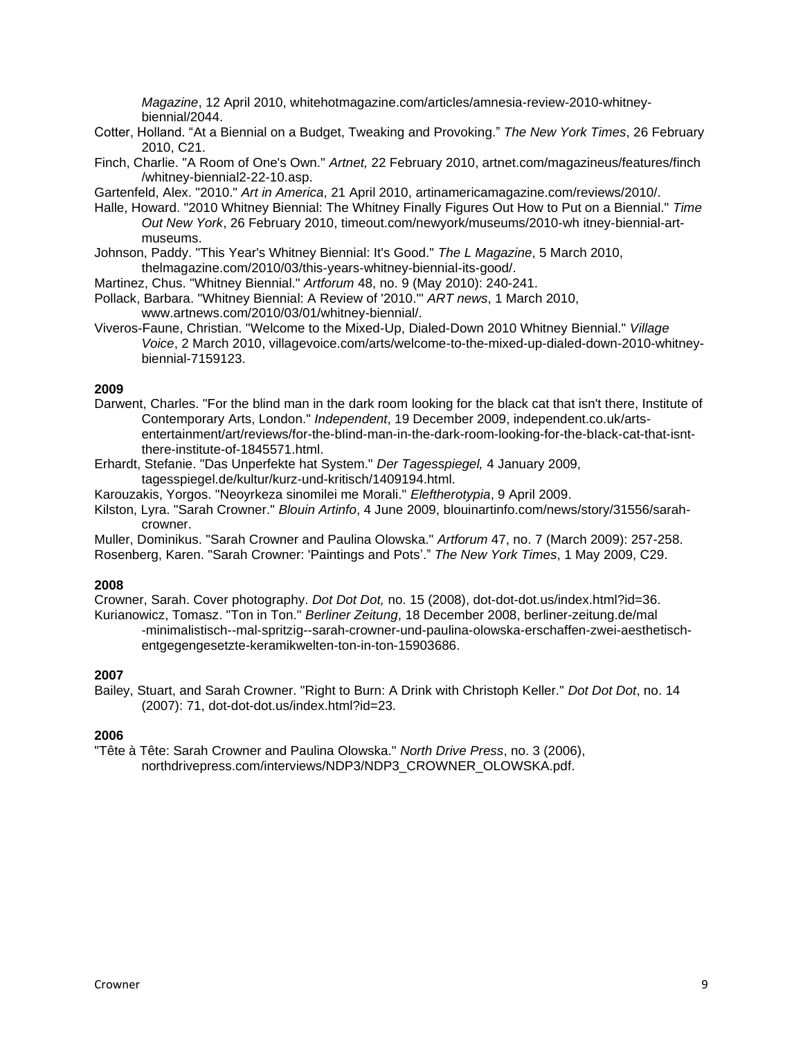*Magazine*, 12 April 2010, whitehotmagazine.com/articles/amnesia-review-2010-whitney-biennial/2044.

Cotter, Holland. "At a Biennial on a Budget, Tweaking and Provoking." *The New York Times*, 26 February 2010, C21.

Finch, Charlie. "A Room of One's Own." *Artnet,* 22 February 2010, artnet.com/magazineus/features/finch/whitney-biennial2-22-10.asp.

Gartenfeld, Alex. "2010." *Art in America*, 21 April 2010, artinamericamagazine.com/reviews/2010/.

Halle, Howard. "2010 Whitney Biennial: The Whitney Finally Figures Out How to Put on a Biennial." *Time Out New York*, 26 February 2010, timeout.com/newyork/museums/2010-wh itney-biennial-art-museums.

Johnson, Paddy. "This Year's Whitney Biennial: It's Good." *The L Magazine*, 5 March 2010, thelmagazine.com/2010/03/this-years-whitney-biennial-its-good/.

Martinez, Chus. "Whitney Biennial." *Artforum* 48, no. 9 (May 2010): 240-241.

Pollack, Barbara. "Whitney Biennial: A Review of '2010.'" *ART news*, 1 March 2010, www.artnews.com/2010/03/01/whitney-biennial/.

Viveros-Faune, Christian. "Welcome to the Mixed-Up, Dialed-Down 2010 Whitney Biennial." *Village Voice*, 2 March 2010, villagevoice.com/arts/welcome-to-the-mixed-up-dialed-down-2010-whitney-biennial-7159123.

**2009**

Darwent, Charles. "For the blind man in the dark room looking for the black cat that isn't there, Institute of Contemporary Arts, London." *Independent*, 19 December 2009, independent.co.uk/arts-entertainment/art/reviews/for-the-bIind-man-in-the-dark-room-looking-for-the-bIack-cat-that-isnt-there-institute-of-1845571.html.

Erhardt, Stefanie. "Das Unperfekte hat System." *Der Tagesspiegel,* 4 January 2009, tagesspiegel.de/kultur/kurz-und-kritisch/1409194.html.

Karouzakis, Yorgos. "Neoyrkeza sinomilei me Morali." *Eleftherotypia*, 9 April 2009.

Kilston, Lyra. "Sarah Crowner." *Blouin Artinfo*, 4 June 2009, blouinartinfo.com/news/story/31556/sarah-crowner.

Muller, Dominikus. "Sarah Crowner and Paulina Olowska." *Artforum* 47, no. 7 (March 2009): 257-258.

Rosenberg, Karen. "Sarah Crowner: 'Paintings and Pots'." *The New York Times*, 1 May 2009, C29.

**2008**

Crowner, Sarah. Cover photography. *Dot Dot Dot,* no. 15 (2008), dot-dot-dot.us/index.html?id=36.

Kurianowicz, Tomasz. "Ton in Ton." *Berliner Zeitung*, 18 December 2008, berliner-zeitung.de/mal-minimalistisch--mal-spritzig--sarah-crowner-und-paulina-olowska-erschaffen-zwei-aesthetisch-entgegengesetzte-keramikwelten-ton-in-ton-15903686.

**2007**

Bailey, Stuart, and Sarah Crowner. "Right to Burn: A Drink with Christoph Keller." *Dot Dot Dot*, no. 14 (2007): 71, dot-dot-dot.us/index.html?id=23.

**2006**

"Tête à Tête: Sarah Crowner and Paulina Olowska." *North Drive Press*, no. 3 (2006), northdrivepress.com/interviews/NDP3/NDP3_CROWNER_OLOWSKA.pdf.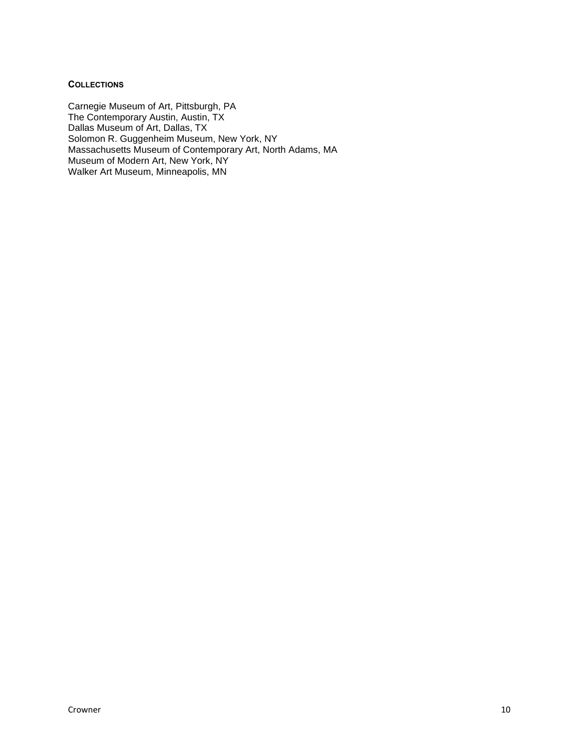### COLLECTIONS

Carnegie Museum of Art, Pittsburgh, PA
The Contemporary Austin, Austin, TX
Dallas Museum of Art, Dallas, TX
Solomon R. Guggenheim Museum, New York, NY
Massachusetts Museum of Contemporary Art, North Adams, MA
Museum of Modern Art, New York, NY
Walker Art Museum, Minneapolis, MN